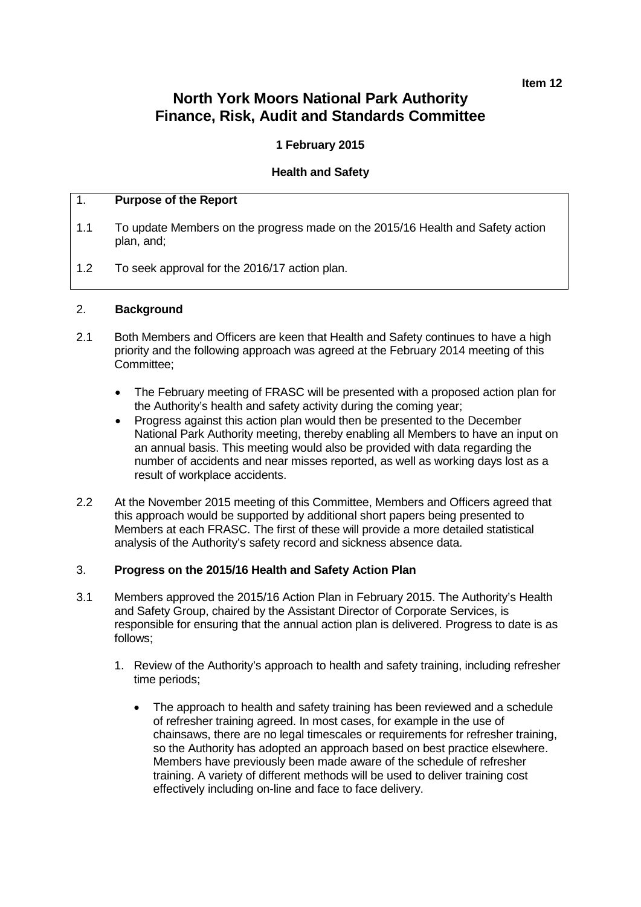**Item 12**

# North York Moors National Park Authority
# Finance, Risk, Audit and Standards Committee

**1 February 2015**

**Health and Safety**

## 1. Purpose of the Report

1.1 To update Members on the progress made on the 2015/16 Health and Safety action plan, and;

1.2 To seek approval for the 2016/17 action plan.

## 2. Background

2.1 Both Members and Officers are keen that Health and Safety continues to have a high priority and the following approach was agreed at the February 2014 meeting of this Committee;

- The February meeting of FRASC will be presented with a proposed action plan for the Authority's health and safety activity during the coming year;
- Progress against this action plan would then be presented to the December National Park Authority meeting, thereby enabling all Members to have an input on an annual basis. This meeting would also be provided with data regarding the number of accidents and near misses reported, as well as working days lost as a result of workplace accidents.

2.2 At the November 2015 meeting of this Committee, Members and Officers agreed that this approach would be supported by additional short papers being presented to Members at each FRASC. The first of these will provide a more detailed statistical analysis of the Authority's safety record and sickness absence data.

## 3. Progress on the 2015/16 Health and Safety Action Plan

3.1 Members approved the 2015/16 Action Plan in February 2015. The Authority's Health and Safety Group, chaired by the Assistant Director of Corporate Services, is responsible for ensuring that the annual action plan is delivered. Progress to date is as follows;

1. Review of the Authority's approach to health and safety training, including refresher time periods;

   - The approach to health and safety training has been reviewed and a schedule of refresher training agreed. In most cases, for example in the use of chainsaws, there are no legal timescales or requirements for refresher training, so the Authority has adopted an approach based on best practice elsewhere. Members have previously been made aware of the schedule of refresher training. A variety of different methods will be used to deliver training cost effectively including on-line and face to face delivery.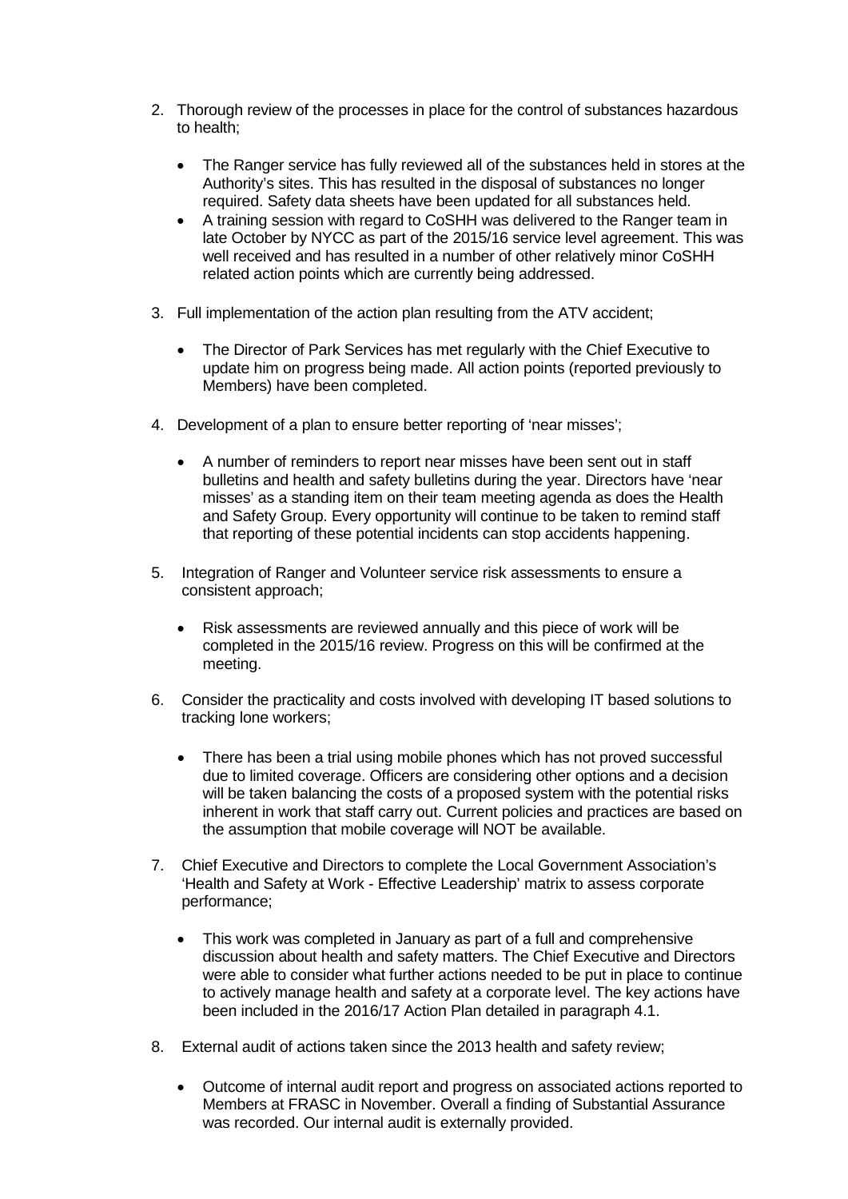2. Thorough review of the processes in place for the control of substances hazardous to health;

   - The Ranger service has fully reviewed all of the substances held in stores at the Authority's sites. This has resulted in the disposal of substances no longer required. Safety data sheets have been updated for all substances held.
   - A training session with regard to CoSHH was delivered to the Ranger team in late October by NYCC as part of the 2015/16 service level agreement. This was well received and has resulted in a number of other relatively minor CoSHH related action points which are currently being addressed.

3. Full implementation of the action plan resulting from the ATV accident;

   - The Director of Park Services has met regularly with the Chief Executive to update him on progress being made. All action points (reported previously to Members) have been completed.

4. Development of a plan to ensure better reporting of 'near misses';

   - A number of reminders to report near misses have been sent out in staff bulletins and health and safety bulletins during the year. Directors have 'near misses' as a standing item on their team meeting agenda as does the Health and Safety Group. Every opportunity will continue to be taken to remind staff that reporting of these potential incidents can stop accidents happening.

5. Integration of Ranger and Volunteer service risk assessments to ensure a consistent approach;

   - Risk assessments are reviewed annually and this piece of work will be completed in the 2015/16 review. Progress on this will be confirmed at the meeting.

6. Consider the practicality and costs involved with developing IT based solutions to tracking lone workers;

   - There has been a trial using mobile phones which has not proved successful due to limited coverage. Officers are considering other options and a decision will be taken balancing the costs of a proposed system with the potential risks inherent in work that staff carry out. Current policies and practices are based on the assumption that mobile coverage will NOT be available.

7. Chief Executive and Directors to complete the Local Government Association's 'Health and Safety at Work - Effective Leadership' matrix to assess corporate performance;

   - This work was completed in January as part of a full and comprehensive discussion about health and safety matters. The Chief Executive and Directors were able to consider what further actions needed to be put in place to continue to actively manage health and safety at a corporate level. The key actions have been included in the 2016/17 Action Plan detailed in paragraph 4.1.

8. External audit of actions taken since the 2013 health and safety review;

   - Outcome of internal audit report and progress on associated actions reported to Members at FRASC in November. Overall a finding of Substantial Assurance was recorded. Our internal audit is externally provided.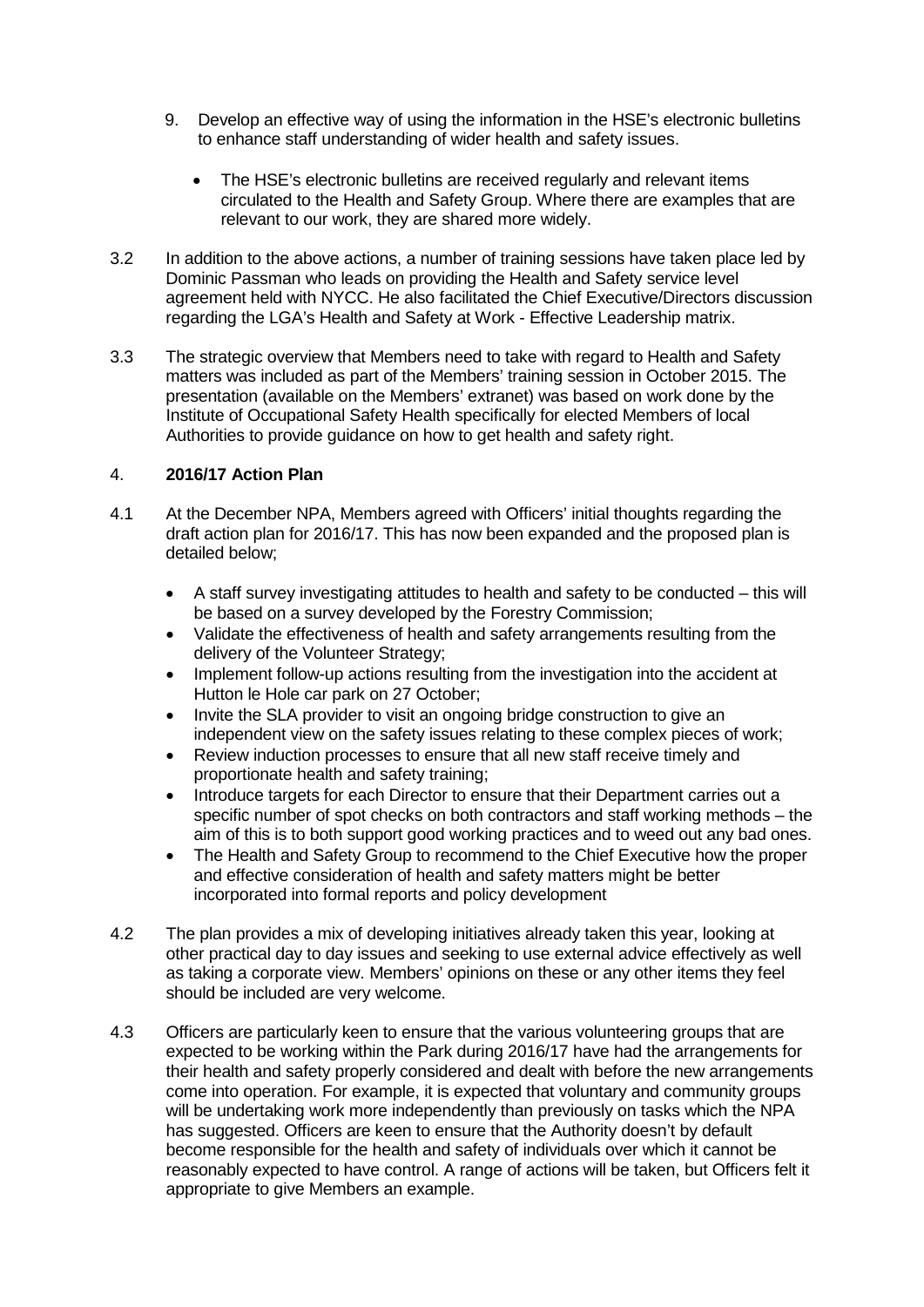9. Develop an effective way of using the information in the HSE's electronic bulletins to enhance staff understanding of wider health and safety issues.

    - The HSE's electronic bulletins are received regularly and relevant items circulated to the Health and Safety Group. Where there are examples that are relevant to our work, they are shared more widely.

3.2 In addition to the above actions, a number of training sessions have taken place led by Dominic Passman who leads on providing the Health and Safety service level agreement held with NYCC. He also facilitated the Chief Executive/Directors discussion regarding the LGA's Health and Safety at Work - Effective Leadership matrix.

3.3 The strategic overview that Members need to take with regard to Health and Safety matters was included as part of the Members' training session in October 2015. The presentation (available on the Members' extranet) was based on work done by the Institute of Occupational Safety Health specifically for elected Members of local Authorities to provide guidance on how to get health and safety right.

## 4. **2016/17 Action Plan**

4.1 At the December NPA, Members agreed with Officers' initial thoughts regarding the draft action plan for 2016/17. This has now been expanded and the proposed plan is detailed below;

- A staff survey investigating attitudes to health and safety to be conducted – this will be based on a survey developed by the Forestry Commission;
- Validate the effectiveness of health and safety arrangements resulting from the delivery of the Volunteer Strategy;
- Implement follow-up actions resulting from the investigation into the accident at Hutton le Hole car park on 27 October;
- Invite the SLA provider to visit an ongoing bridge construction to give an independent view on the safety issues relating to these complex pieces of work;
- Review induction processes to ensure that all new staff receive timely and proportionate health and safety training;
- Introduce targets for each Director to ensure that their Department carries out a specific number of spot checks on both contractors and staff working methods – the aim of this is to both support good working practices and to weed out any bad ones.
- The Health and Safety Group to recommend to the Chief Executive how the proper and effective consideration of health and safety matters might be better incorporated into formal reports and policy development

4.2 The plan provides a mix of developing initiatives already taken this year, looking at other practical day to day issues and seeking to use external advice effectively as well as taking a corporate view. Members' opinions on these or any other items they feel should be included are very welcome.

4.3 Officers are particularly keen to ensure that the various volunteering groups that are expected to be working within the Park during 2016/17 have had the arrangements for their health and safety properly considered and dealt with before the new arrangements come into operation. For example, it is expected that voluntary and community groups will be undertaking work more independently than previously on tasks which the NPA has suggested. Officers are keen to ensure that the Authority doesn't by default become responsible for the health and safety of individuals over which it cannot be reasonably expected to have control. A range of actions will be taken, but Officers felt it appropriate to give Members an example.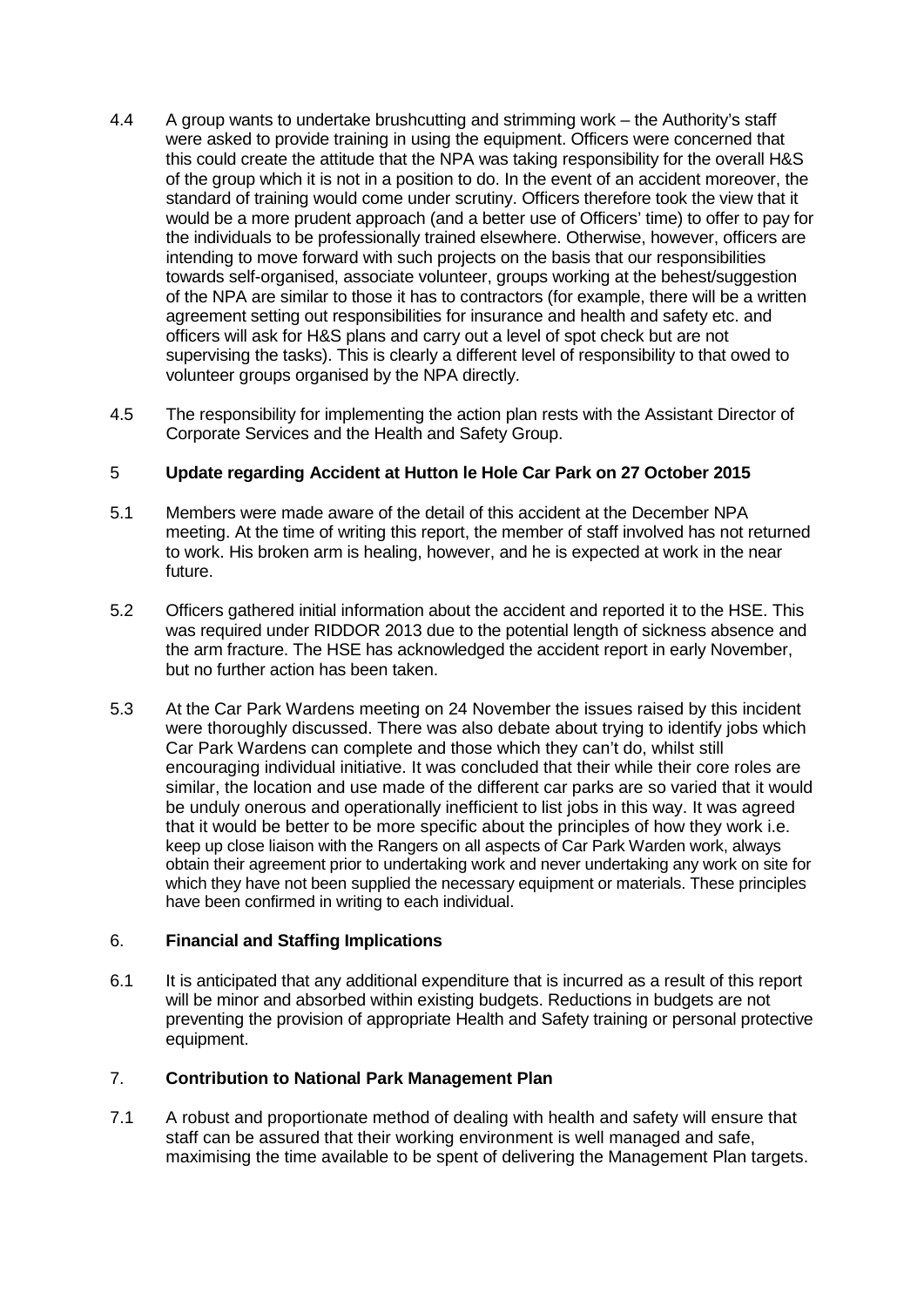4.4 A group wants to undertake brushcutting and strimming work – the Authority's staff were asked to provide training in using the equipment. Officers were concerned that this could create the attitude that the NPA was taking responsibility for the overall H&S of the group which it is not in a position to do. In the event of an accident moreover, the standard of training would come under scrutiny. Officers therefore took the view that it would be a more prudent approach (and a better use of Officers' time) to offer to pay for the individuals to be professionally trained elsewhere. Otherwise, however, officers are intending to move forward with such projects on the basis that our responsibilities towards self-organised, associate volunteer, groups working at the behest/suggestion of the NPA are similar to those it has to contractors (for example, there will be a written agreement setting out responsibilities for insurance and health and safety etc. and officers will ask for H&S plans and carry out a level of spot check but are not supervising the tasks). This is clearly a different level of responsibility to that owed to volunteer groups organised by the NPA directly.

4.5 The responsibility for implementing the action plan rests with the Assistant Director of Corporate Services and the Health and Safety Group.

## 5 Update regarding Accident at Hutton le Hole Car Park on 27 October 2015

5.1 Members were made aware of the detail of this accident at the December NPA meeting. At the time of writing this report, the member of staff involved has not returned to work. His broken arm is healing, however, and he is expected at work in the near future.

5.2 Officers gathered initial information about the accident and reported it to the HSE. This was required under RIDDOR 2013 due to the potential length of sickness absence and the arm fracture. The HSE has acknowledged the accident report in early November, but no further action has been taken.

5.3 At the Car Park Wardens meeting on 24 November the issues raised by this incident were thoroughly discussed. There was also debate about trying to identify jobs which Car Park Wardens can complete and those which they can't do, whilst still encouraging individual initiative. It was concluded that their while their core roles are similar, the location and use made of the different car parks are so varied that it would be unduly onerous and operationally inefficient to list jobs in this way. It was agreed that it would be better to be more specific about the principles of how they work i.e. keep up close liaison with the Rangers on all aspects of Car Park Warden work, always obtain their agreement prior to undertaking work and never undertaking any work on site for which they have not been supplied the necessary equipment or materials. These principles have been confirmed in writing to each individual.

## 6. Financial and Staffing Implications

6.1 It is anticipated that any additional expenditure that is incurred as a result of this report will be minor and absorbed within existing budgets. Reductions in budgets are not preventing the provision of appropriate Health and Safety training or personal protective equipment.

## 7. Contribution to National Park Management Plan

7.1 A robust and proportionate method of dealing with health and safety will ensure that staff can be assured that their working environment is well managed and safe, maximising the time available to be spent of delivering the Management Plan targets.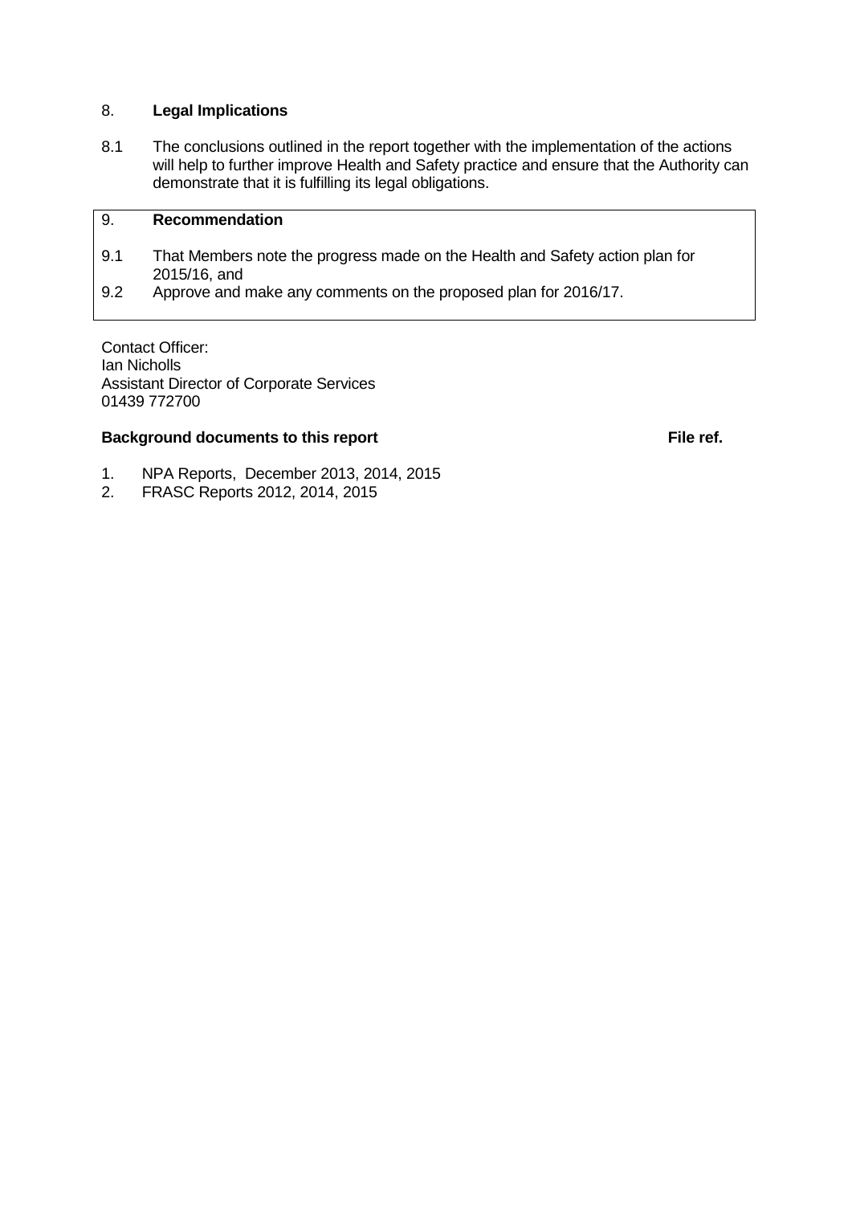## 8. Legal Implications

8.1 The conclusions outlined in the report together with the implementation of the actions will help to further improve Health and Safety practice and ensure that the Authority can demonstrate that it is fulfilling its legal obligations.

## 9. Recommendation

9.1 That Members note the progress made on the Health and Safety action plan for 2015/16, and

9.2 Approve and make any comments on the proposed plan for 2016/17.

Contact Officer:
Ian Nicholls
Assistant Director of Corporate Services
01439 772700

**Background documents to this report** **File ref.**

1. NPA Reports, December 2013, 2014, 2015
2. FRASC Reports 2012, 2014, 2015